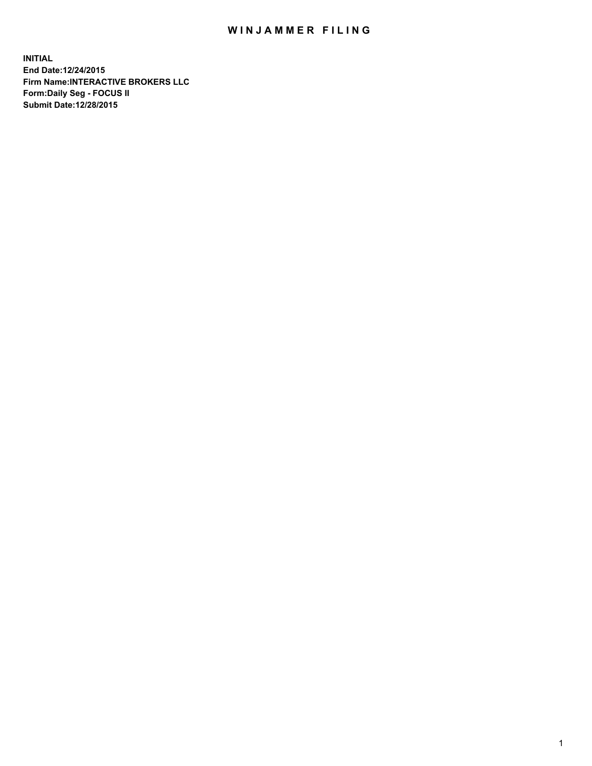# WINJAMMER FILING

**INITIAL**
**End Date:12/24/2015**
**Firm Name:INTERACTIVE BROKERS LLC**
**Form:Daily Seg - FOCUS II**
**Submit Date:12/28/2015**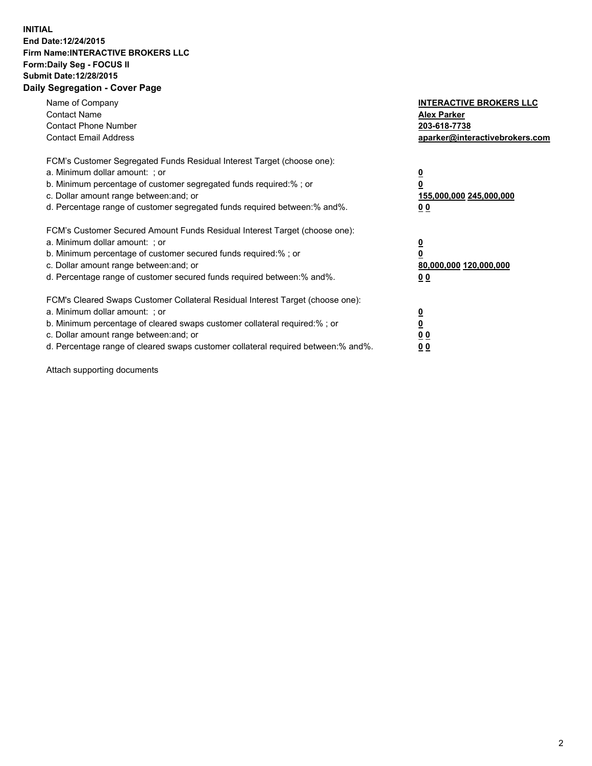**INITIAL**
**End Date:12/24/2015**
**Firm Name:INTERACTIVE BROKERS LLC**
**Form:Daily Seg - FOCUS II**
**Submit Date:12/28/2015**
**Daily Segregation - Cover Page**

| | |
|---|---|
| Name of Company | **INTERACTIVE BROKERS LLC** |
| Contact Name | **Alex Parker** |
| Contact Phone Number | **203-618-7738** |
| Contact Email Address | **aparker@interactivebrokers.com** |

FCM's Customer Segregated Funds Residual Interest Target (choose one):

| | |
|---|---|
| a. Minimum dollar amount: ; or | **0** |
| b. Minimum percentage of customer segregated funds required:% ; or | **0** |
| c. Dollar amount range between:and; or | **155,000,000 245,000,000** |
| d. Percentage range of customer segregated funds required between:% and%. | **0 0** |

FCM's Customer Secured Amount Funds Residual Interest Target (choose one):

| | |
|---|---|
| a. Minimum dollar amount: ; or | **0** |
| b. Minimum percentage of customer secured funds required:% ; or | **0** |
| c. Dollar amount range between:and; or | **80,000,000 120,000,000** |
| d. Percentage range of customer secured funds required between:% and%. | **0 0** |

FCM's Cleared Swaps Customer Collateral Residual Interest Target (choose one):

| | |
|---|---|
| a. Minimum dollar amount: ; or | **0** |
| b. Minimum percentage of cleared swaps customer collateral required:% ; or | **0** |
| c. Dollar amount range between:and; or | **0 0** |
| d. Percentage range of cleared swaps customer collateral required between:% and%. | **0 0** |

Attach supporting documents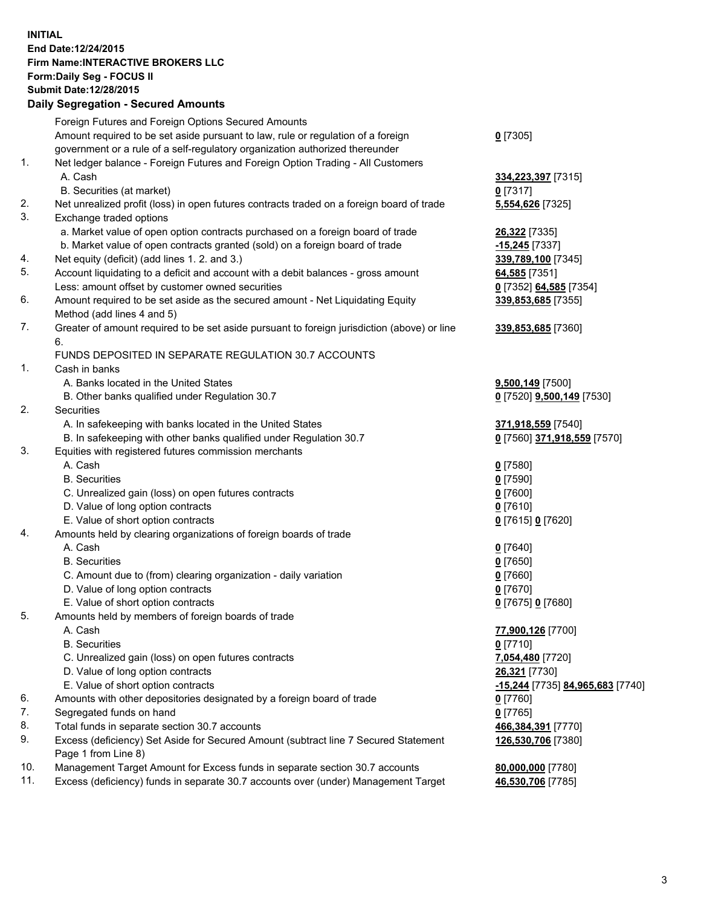**INITIAL**
**End Date:12/24/2015**
**Firm Name:INTERACTIVE BROKERS LLC**
**Form:Daily Seg - FOCUS II**
**Submit Date:12/28/2015**

## Daily Segregation - Secured Amounts

| | | |
|---|---|---|
| | Foreign Futures and Foreign Options Secured Amounts | |
| | Amount required to be set aside pursuant to law, rule or regulation of a foreign government or a rule of a self-regulatory organization authorized thereunder | **0** [7305] |
| 1. | Net ledger balance - Foreign Futures and Foreign Option Trading - All Customers | |
| | A. Cash | **334,223,397** [7315] |
| | B. Securities (at market) | **0** [7317] |
| 2. | Net unrealized profit (loss) in open futures contracts traded on a foreign board of trade | **5,554,626** [7325] |
| 3. | Exchange traded options | |
| | a. Market value of open option contracts purchased on a foreign board of trade | **26,322** [7335] |
| | b. Market value of open contracts granted (sold) on a foreign board of trade | **-15,245** [7337] |
| 4. | Net equity (deficit) (add lines 1. 2. and 3.) | **339,789,100** [7345] |
| 5. | Account liquidating to a deficit and account with a debit balances - gross amount | **64,585** [7351] |
| | Less: amount offset by customer owned securities | **0** [7352] **64,585** [7354] |
| 6. | Amount required to be set aside as the secured amount - Net Liquidating Equity Method (add lines 4 and 5) | **339,853,685** [7355] |
| 7. | Greater of amount required to be set aside pursuant to foreign jurisdiction (above) or line 6. | **339,853,685** [7360] |
| | FUNDS DEPOSITED IN SEPARATE REGULATION 30.7 ACCOUNTS | |
| 1. | Cash in banks | |
| | A. Banks located in the United States | **9,500,149** [7500] |
| | B. Other banks qualified under Regulation 30.7 | **0** [7520] **9,500,149** [7530] |
| 2. | Securities | |
| | A. In safekeeping with banks located in the United States | **371,918,559** [7540] |
| | B. In safekeeping with other banks qualified under Regulation 30.7 | **0** [7560] **371,918,559** [7570] |
| 3. | Equities with registered futures commission merchants | |
| | A. Cash | **0** [7580] |
| | B. Securities | **0** [7590] |
| | C. Unrealized gain (loss) on open futures contracts | **0** [7600] |
| | D. Value of long option contracts | **0** [7610] |
| | E. Value of short option contracts | **0** [7615] **0** [7620] |
| 4. | Amounts held by clearing organizations of foreign boards of trade | |
| | A. Cash | **0** [7640] |
| | B. Securities | **0** [7650] |
| | C. Amount due to (from) clearing organization - daily variation | **0** [7660] |
| | D. Value of long option contracts | **0** [7670] |
| | E. Value of short option contracts | **0** [7675] **0** [7680] |
| 5. | Amounts held by members of foreign boards of trade | |
| | A. Cash | **77,900,126** [7700] |
| | B. Securities | **0** [7710] |
| | C. Unrealized gain (loss) on open futures contracts | **7,054,480** [7720] |
| | D. Value of long option contracts | **26,321** [7730] |
| | E. Value of short option contracts | **-15,244** [7735] **84,965,683** [7740] |
| 6. | Amounts with other depositories designated by a foreign board of trade | **0** [7760] |
| 7. | Segregated funds on hand | **0** [7765] |
| 8. | Total funds in separate section 30.7 accounts | **466,384,391** [7770] |
| 9. | Excess (deficiency) Set Aside for Secured Amount (subtract line 7 Secured Statement Page 1 from Line 8) | **126,530,706** [7380] |
| 10. | Management Target Amount for Excess funds in separate section 30.7 accounts | **80,000,000** [7780] |
| 11. | Excess (deficiency) funds in separate 30.7 accounts over (under) Management Target | **46,530,706** [7785] |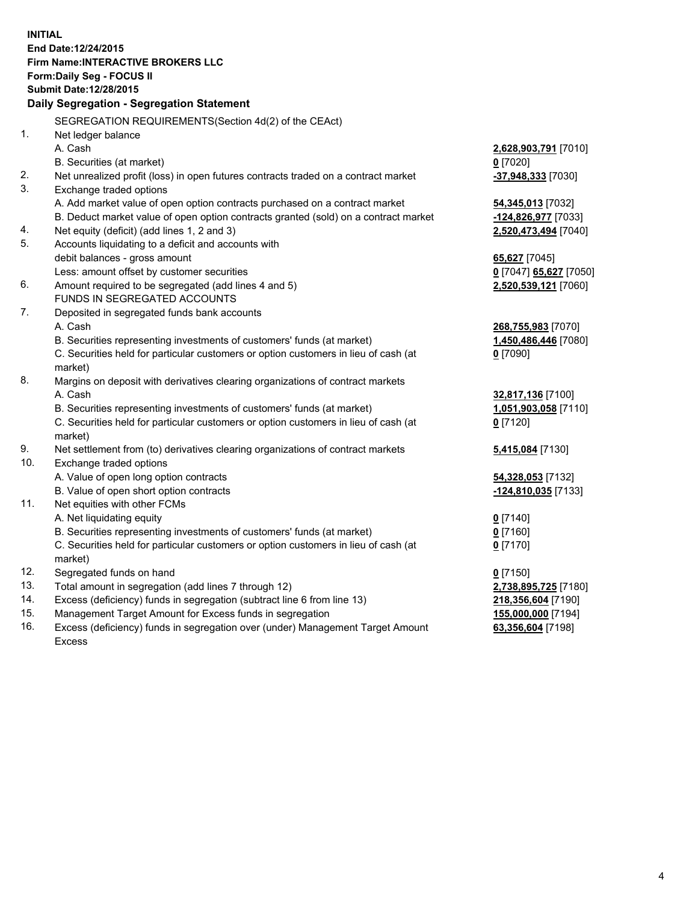**INITIAL**
**End Date:12/24/2015**
**Firm Name:INTERACTIVE BROKERS LLC**
**Form:Daily Seg - FOCUS II**
**Submit Date:12/28/2015**

**Daily Segregation - Segregation Statement**

SEGREGATION REQUIREMENTS(Section 4d(2) of the CEAct)

| No. | Description | Amount |
|---|---|---|
| 1. | Net ledger balance | |
| | A. Cash | **2,628,903,791** [7010] |
| | B. Securities (at market) | **0** [7020] |
| 2. | Net unrealized profit (loss) in open futures contracts traded on a contract market | **-37,948,333** [7030] |
| 3. | Exchange traded options | |
| | A. Add market value of open option contracts purchased on a contract market | **54,345,013** [7032] |
| | B. Deduct market value of open option contracts granted (sold) on a contract market | **-124,826,977** [7033] |
| 4. | Net equity (deficit) (add lines 1, 2 and 3) | **2,520,473,494** [7040] |
| 5. | Accounts liquidating to a deficit and accounts with debit balances - gross amount | **65,627** [7045] |
| | Less: amount offset by customer securities | **0** [7047] **65,627** [7050] |
| 6. | Amount required to be segregated (add lines 4 and 5) | **2,520,539,121** [7060] |
| | FUNDS IN SEGREGATED ACCOUNTS | |
| 7. | Deposited in segregated funds bank accounts | |
| | A. Cash | **268,755,983** [7070] |
| | B. Securities representing investments of customers' funds (at market) | **1,450,486,446** [7080] |
| | C. Securities held for particular customers or option customers in lieu of cash (at market) | **0** [7090] |
| 8. | Margins on deposit with derivatives clearing organizations of contract markets | |
| | A. Cash | **32,817,136** [7100] |
| | B. Securities representing investments of customers' funds (at market) | **1,051,903,058** [7110] |
| | C. Securities held for particular customers or option customers in lieu of cash (at market) | **0** [7120] |
| 9. | Net settlement from (to) derivatives clearing organizations of contract markets | **5,415,084** [7130] |
| 10. | Exchange traded options | |
| | A. Value of open long option contracts | **54,328,053** [7132] |
| | B. Value of open short option contracts | **-124,810,035** [7133] |
| 11. | Net equities with other FCMs | |
| | A. Net liquidating equity | **0** [7140] |
| | B. Securities representing investments of customers' funds (at market) | **0** [7160] |
| | C. Securities held for particular customers or option customers in lieu of cash (at market) | **0** [7170] |
| 12. | Segregated funds on hand | **0** [7150] |
| 13. | Total amount in segregation (add lines 7 through 12) | **2,738,895,725** [7180] |
| 14. | Excess (deficiency) funds in segregation (subtract line 6 from line 13) | **218,356,604** [7190] |
| 15. | Management Target Amount for Excess funds in segregation | **155,000,000** [7194] |
| 16. | Excess (deficiency) funds in segregation over (under) Management Target Amount Excess | **63,356,604** [7198] |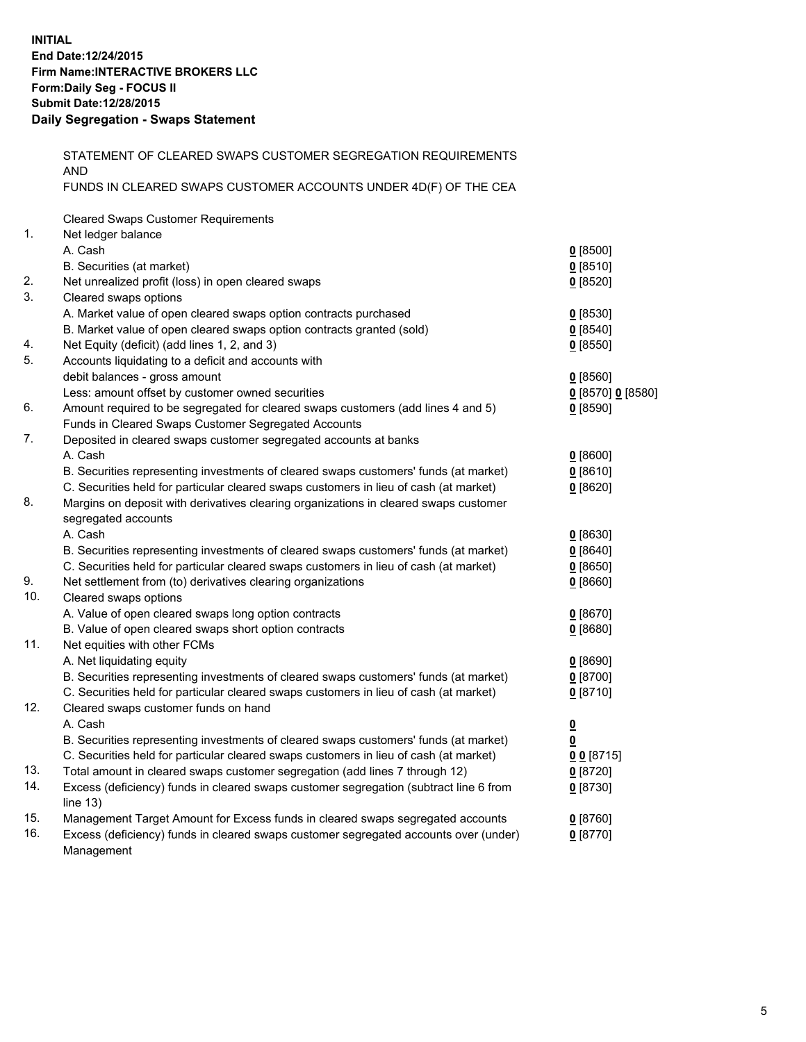**INITIAL**
**End Date:12/24/2015**
**Firm Name:INTERACTIVE BROKERS LLC**
**Form:Daily Seg - FOCUS II**
**Submit Date:12/28/2015**
**Daily Segregation - Swaps Statement**

STATEMENT OF CLEARED SWAPS CUSTOMER SEGREGATION REQUIREMENTS AND FUNDS IN CLEARED SWAPS CUSTOMER ACCOUNTS UNDER 4D(F) OF THE CEA

| | | |
|---|---|---|
| | Cleared Swaps Customer Requirements | |
| 1. | Net ledger balance | |
| | A. Cash | 0 [8500] |
| | B. Securities (at market) | 0 [8510] |
| 2. | Net unrealized profit (loss) in open cleared swaps | 0 [8520] |
| 3. | Cleared swaps options | |
| | A. Market value of open cleared swaps option contracts purchased | 0 [8530] |
| | B. Market value of open cleared swaps option contracts granted (sold) | 0 [8540] |
| 4. | Net Equity (deficit) (add lines 1, 2, and 3) | 0 [8550] |
| 5. | Accounts liquidating to a deficit and accounts with debit balances - gross amount | 0 [8560] |
| | Less: amount offset by customer owned securities | 0 [8570] 0 [8580] |
| 6. | Amount required to be segregated for cleared swaps customers (add lines 4 and 5) | 0 [8590] |
| | Funds in Cleared Swaps Customer Segregated Accounts | |
| 7. | Deposited in cleared swaps customer segregated accounts at banks | |
| | A. Cash | 0 [8600] |
| | B. Securities representing investments of cleared swaps customers' funds (at market) | 0 [8610] |
| | C. Securities held for particular cleared swaps customers in lieu of cash (at market) | 0 [8620] |
| 8. | Margins on deposit with derivatives clearing organizations in cleared swaps customer segregated accounts | |
| | A. Cash | 0 [8630] |
| | B. Securities representing investments of cleared swaps customers' funds (at market) | 0 [8640] |
| | C. Securities held for particular cleared swaps customers in lieu of cash (at market) | 0 [8650] |
| 9. | Net settlement from (to) derivatives clearing organizations | 0 [8660] |
| 10. | Cleared swaps options | |
| | A. Value of open cleared swaps long option contracts | 0 [8670] |
| | B. Value of open cleared swaps short option contracts | 0 [8680] |
| 11. | Net equities with other FCMs | |
| | A. Net liquidating equity | 0 [8690] |
| | B. Securities representing investments of cleared swaps customers' funds (at market) | 0 [8700] |
| | C. Securities held for particular cleared swaps customers in lieu of cash (at market) | 0 [8710] |
| 12. | Cleared swaps customer funds on hand | |
| | A. Cash | 0 |
| | B. Securities representing investments of cleared swaps customers' funds (at market) | 0 |
| | C. Securities held for particular cleared swaps customers in lieu of cash (at market) | 0 0 [8715] |
| 13. | Total amount in cleared swaps customer segregation (add lines 7 through 12) | 0 [8720] |
| 14. | Excess (deficiency) funds in cleared swaps customer segregation (subtract line 6 from line 13) | 0 [8730] |
| 15. | Management Target Amount for Excess funds in cleared swaps segregated accounts | 0 [8760] |
| 16. | Excess (deficiency) funds in cleared swaps customer segregated accounts over (under) Management | 0 [8770] |